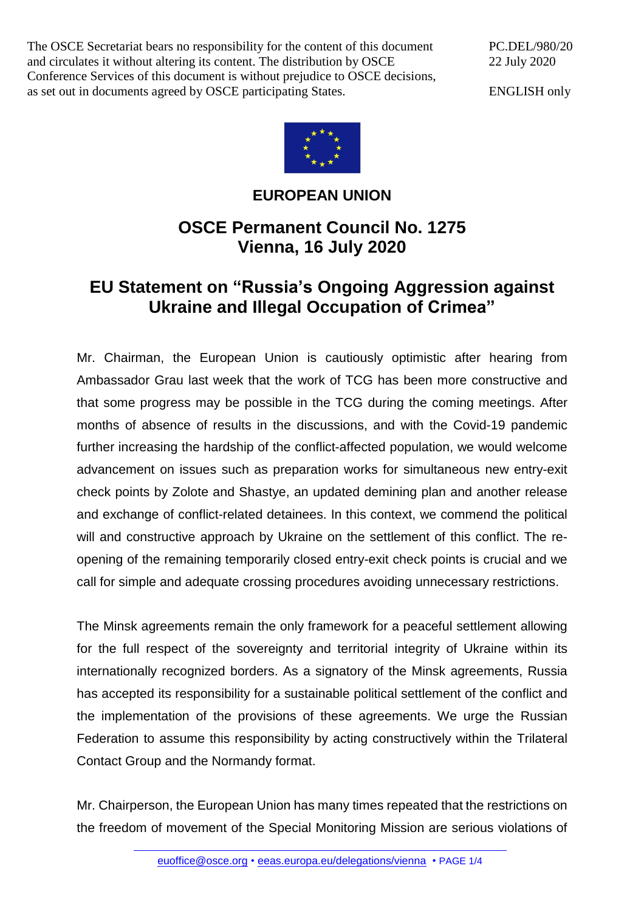The OSCE Secretariat bears no responsibility for the content of this document and circulates it without altering its content. The distribution by OSCE Conference Services of this document is without prejudice to OSCE decisions, as set out in documents agreed by OSCE participating States.

PC.DEL/980/20
22 July 2020

ENGLISH only

**EUROPEAN UNION**

## OSCE Permanent Council No. 1275
## Vienna, 16 July 2020

# EU Statement on "Russia's Ongoing Aggression against Ukraine and Illegal Occupation of Crimea"

Mr. Chairman, the European Union is cautiously optimistic after hearing from Ambassador Grau last week that the work of TCG has been more constructive and that some progress may be possible in the TCG during the coming meetings. After months of absence of results in the discussions, and with the Covid-19 pandemic further increasing the hardship of the conflict-affected population, we would welcome advancement on issues such as preparation works for simultaneous new entry-exit check points by Zolote and Shastye, an updated demining plan and another release and exchange of conflict-related detainees. In this context, we commend the political will and constructive approach by Ukraine on the settlement of this conflict. The re-opening of the remaining temporarily closed entry-exit check points is crucial and we call for simple and adequate crossing procedures avoiding unnecessary restrictions.

The Minsk agreements remain the only framework for a peaceful settlement allowing for the full respect of the sovereignty and territorial integrity of Ukraine within its internationally recognized borders. As a signatory of the Minsk agreements, Russia has accepted its responsibility for a sustainable political settlement of the conflict and the implementation of the provisions of these agreements. We urge the Russian Federation to assume this responsibility by acting constructively within the Trilateral Contact Group and the Normandy format.

Mr. Chairperson, the European Union has many times repeated that the restrictions on the freedom of movement of the Special Monitoring Mission are serious violations of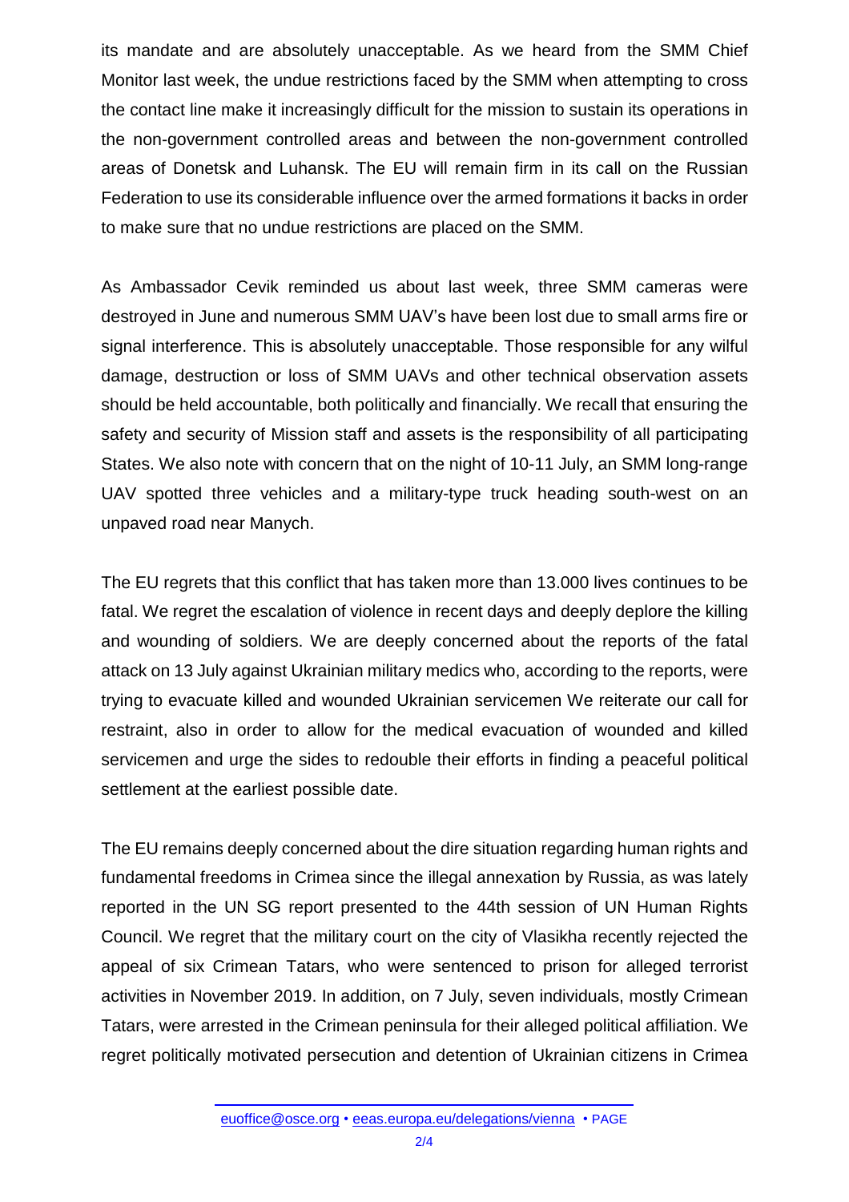its mandate and are absolutely unacceptable. As we heard from the SMM Chief Monitor last week, the undue restrictions faced by the SMM when attempting to cross the contact line make it increasingly difficult for the mission to sustain its operations in the non-government controlled areas and between the non-government controlled areas of Donetsk and Luhansk. The EU will remain firm in its call on the Russian Federation to use its considerable influence over the armed formations it backs in order to make sure that no undue restrictions are placed on the SMM.

As Ambassador Cevik reminded us about last week, three SMM cameras were destroyed in June and numerous SMM UAV's have been lost due to small arms fire or signal interference. This is absolutely unacceptable. Those responsible for any wilful damage, destruction or loss of SMM UAVs and other technical observation assets should be held accountable, both politically and financially. We recall that ensuring the safety and security of Mission staff and assets is the responsibility of all participating States. We also note with concern that on the night of 10-11 July, an SMM long-range UAV spotted three vehicles and a military-type truck heading south-west on an unpaved road near Manych.

The EU regrets that this conflict that has taken more than 13.000 lives continues to be fatal. We regret the escalation of violence in recent days and deeply deplore the killing and wounding of soldiers. We are deeply concerned about the reports of the fatal attack on 13 July against Ukrainian military medics who, according to the reports, were trying to evacuate killed and wounded Ukrainian servicemen We reiterate our call for restraint, also in order to allow for the medical evacuation of wounded and killed servicemen and urge the sides to redouble their efforts in finding a peaceful political settlement at the earliest possible date.

The EU remains deeply concerned about the dire situation regarding human rights and fundamental freedoms in Crimea since the illegal annexation by Russia, as was lately reported in the UN SG report presented to the 44th session of UN Human Rights Council. We regret that the military court on the city of Vlasikha recently rejected the appeal of six Crimean Tatars, who were sentenced to prison for alleged terrorist activities in November 2019. In addition, on 7 July, seven individuals, mostly Crimean Tatars, were arrested in the Crimean peninsula for their alleged political affiliation. We regret politically motivated persecution and detention of Ukrainian citizens in Crimea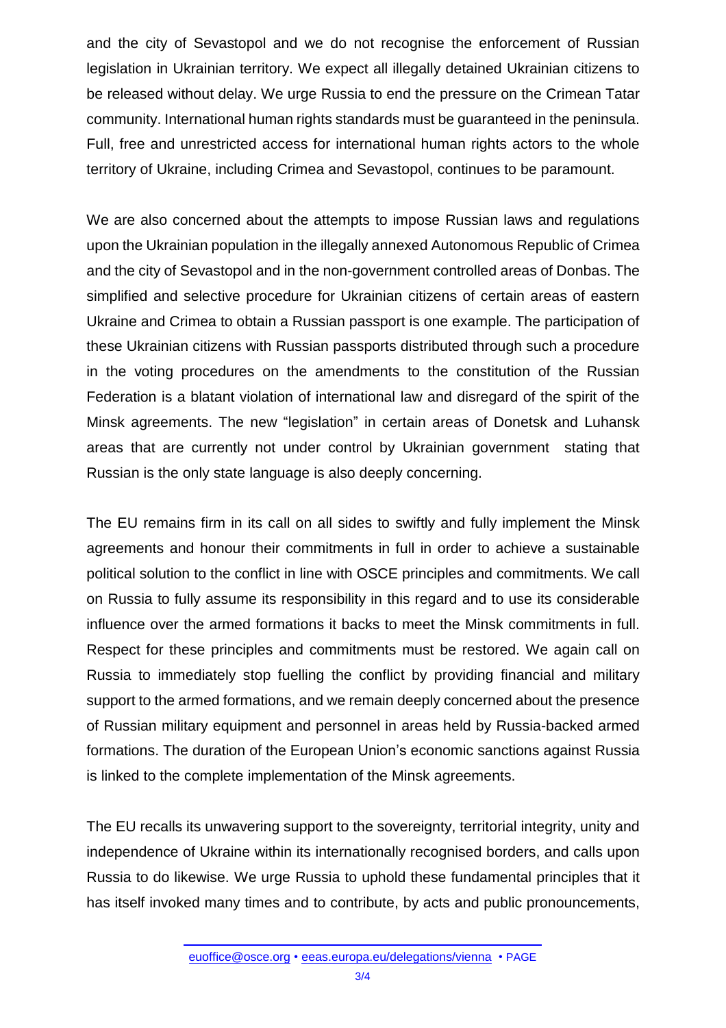and the city of Sevastopol and we do not recognise the enforcement of Russian legislation in Ukrainian territory. We expect all illegally detained Ukrainian citizens to be released without delay. We urge Russia to end the pressure on the Crimean Tatar community. International human rights standards must be guaranteed in the peninsula. Full, free and unrestricted access for international human rights actors to the whole territory of Ukraine, including Crimea and Sevastopol, continues to be paramount.

We are also concerned about the attempts to impose Russian laws and regulations upon the Ukrainian population in the illegally annexed Autonomous Republic of Crimea and the city of Sevastopol and in the non-government controlled areas of Donbas. The simplified and selective procedure for Ukrainian citizens of certain areas of eastern Ukraine and Crimea to obtain a Russian passport is one example. The participation of these Ukrainian citizens with Russian passports distributed through such a procedure in the voting procedures on the amendments to the constitution of the Russian Federation is a blatant violation of international law and disregard of the spirit of the Minsk agreements. The new "legislation" in certain areas of Donetsk and Luhansk areas that are currently not under control by Ukrainian government stating that Russian is the only state language is also deeply concerning.

The EU remains firm in its call on all sides to swiftly and fully implement the Minsk agreements and honour their commitments in full in order to achieve a sustainable political solution to the conflict in line with OSCE principles and commitments. We call on Russia to fully assume its responsibility in this regard and to use its considerable influence over the armed formations it backs to meet the Minsk commitments in full. Respect for these principles and commitments must be restored. We again call on Russia to immediately stop fuelling the conflict by providing financial and military support to the armed formations, and we remain deeply concerned about the presence of Russian military equipment and personnel in areas held by Russia-backed armed formations. The duration of the European Union's economic sanctions against Russia is linked to the complete implementation of the Minsk agreements.

The EU recalls its unwavering support to the sovereignty, territorial integrity, unity and independence of Ukraine within its internationally recognised borders, and calls upon Russia to do likewise. We urge Russia to uphold these fundamental principles that it has itself invoked many times and to contribute, by acts and public pronouncements,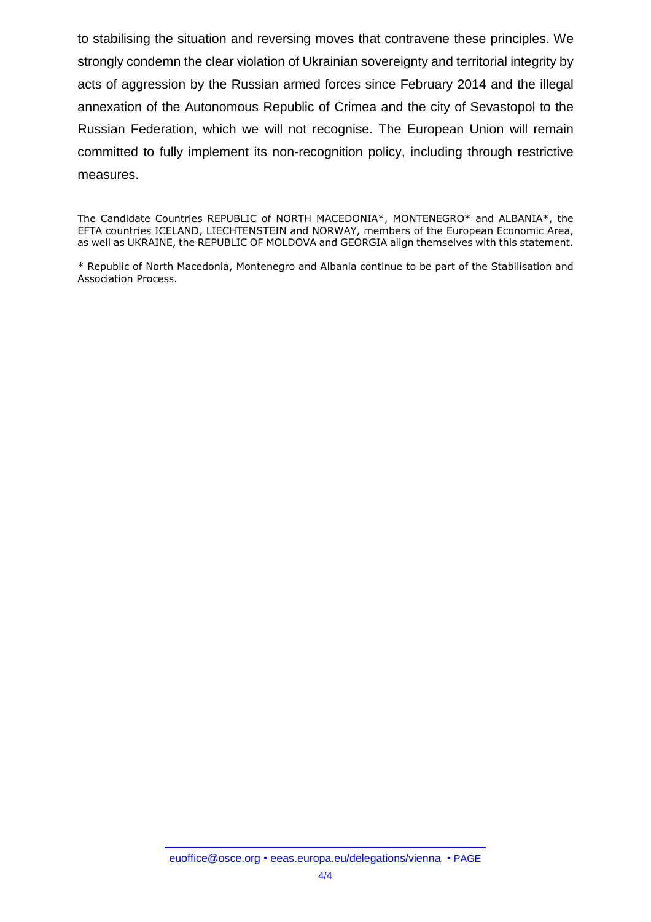to stabilising the situation and reversing moves that contravene these principles. We strongly condemn the clear violation of Ukrainian sovereignty and territorial integrity by acts of aggression by the Russian armed forces since February 2014 and the illegal annexation of the Autonomous Republic of Crimea and the city of Sevastopol to the Russian Federation, which we will not recognise. The European Union will remain committed to fully implement its non-recognition policy, including through restrictive measures.

The Candidate Countries REPUBLIC of NORTH MACEDONIA*, MONTENEGRO* and ALBANIA*, the EFTA countries ICELAND, LIECHTENSTEIN and NORWAY, members of the European Economic Area, as well as UKRAINE, the REPUBLIC OF MOLDOVA and GEORGIA align themselves with this statement.

* Republic of North Macedonia, Montenegro and Albania continue to be part of the Stabilisation and Association Process.

euoffice@osce.org • eeas.europa.eu/delegations/vienna